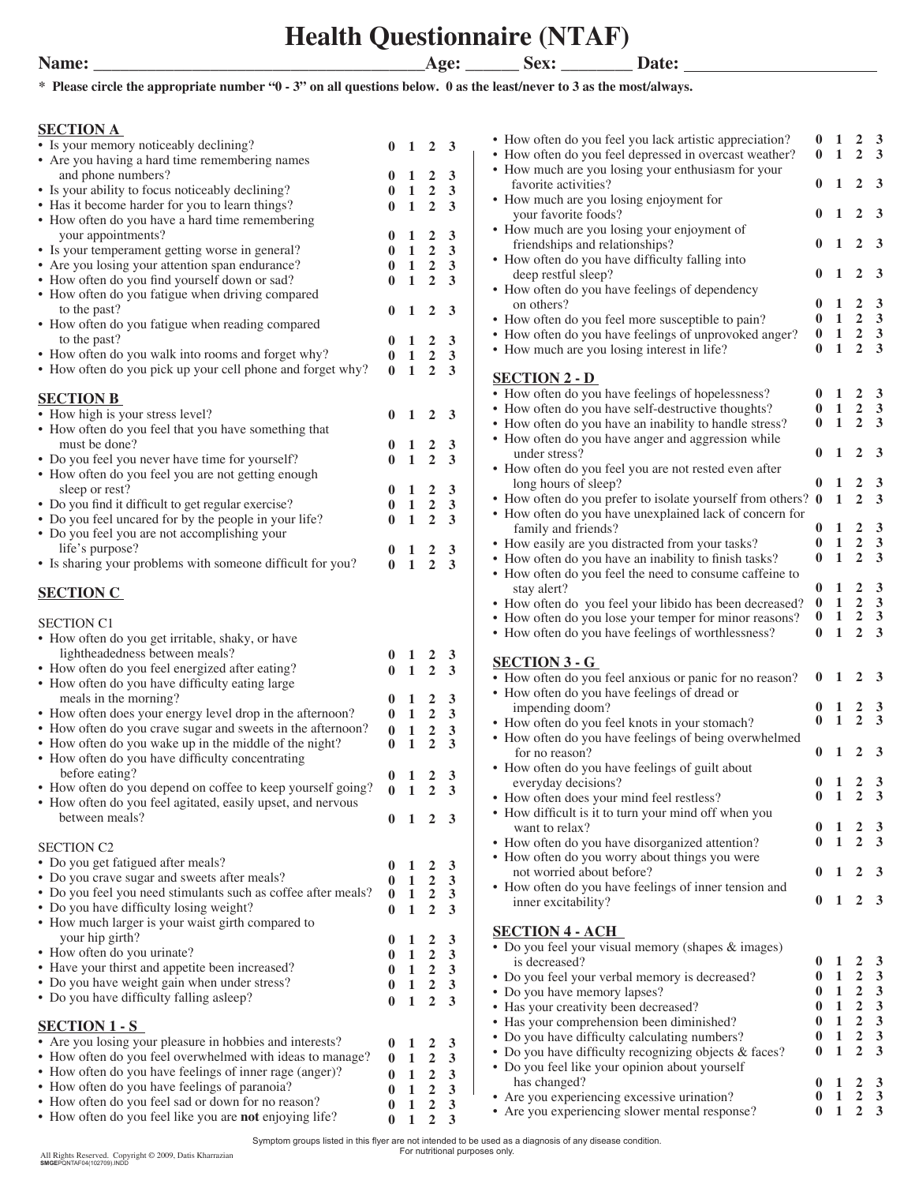# Health Questionnaire (NTAF)

**Name: ______________________________ Age: ______ Sex: ________ Date: ____________________**

**\* Please circle the appropriate number "0 - 3" on all questions below. 0 as the least/never to 3 as the most/always.**

## SECTION A

| Question | | | | |
|---|---|---|---|---|
| Is your memory noticeably declining? | 0 | 1 | 2 | 3 |
| Are you having a hard time remembering names and phone numbers? | 0 | 1 | 2 | 3 |
| Is your ability to focus noticeably declining? | 0 | 1 | 2 | 3 |
| Has it become harder for you to learn things? | 0 | 1 | 2 | 3 |
| How often do you have a hard time remembering your appointments? | 0 | 1 | 2 | 3 |
| Is your temperament getting worse in general? | 0 | 1 | 2 | 3 |
| Are you losing your attention span endurance? | 0 | 1 | 2 | 3 |
| How often do you find yourself down or sad? | 0 | 1 | 2 | 3 |
| How often do you fatigue when driving compared to the past? | 0 | 1 | 2 | 3 |
| How often do you fatigue when reading compared to the past? | 0 | 1 | 2 | 3 |
| How often do you walk into rooms and forget why? | 0 | 1 | 2 | 3 |
| How often do you pick up your cell phone and forget why? | 0 | 1 | 2 | 3 |

## SECTION B

| Question | | | | |
|---|---|---|---|---|
| How high is your stress level? | 0 | 1 | 2 | 3 |
| How often do you feel that you have something that must be done? | 0 | 1 | 2 | 3 |
| Do you feel you never have time for yourself? | 0 | 1 | 2 | 3 |
| How often do you feel you are not getting enough sleep or rest? | 0 | 1 | 2 | 3 |
| Do you find it difficult to get regular exercise? | 0 | 1 | 2 | 3 |
| Do you feel uncared for by the people in your life? | 0 | 1 | 2 | 3 |
| Do you feel you are not accomplishing your life's purpose? | 0 | 1 | 2 | 3 |
| Is sharing your problems with someone difficult for you? | 0 | 1 | 2 | 3 |

## SECTION C

### SECTION C1

| Question | | | | |
|---|---|---|---|---|
| How often do you get irritable, shaky, or have lightheadedness between meals? | 0 | 1 | 2 | 3 |
| How often do you feel energized after eating? | 0 | 1 | 2 | 3 |
| How often do you have difficulty eating large meals in the morning? | 0 | 1 | 2 | 3 |
| How often does your energy level drop in the afternoon? | 0 | 1 | 2 | 3 |
| How often do you crave sugar and sweets in the afternoon? | 0 | 1 | 2 | 3 |
| How often do you wake up in the middle of the night? | 0 | 1 | 2 | 3 |
| How often do you have difficulty concentrating before eating? | 0 | 1 | 2 | 3 |
| How often do you depend on coffee to keep yourself going? | 0 | 1 | 2 | 3 |
| How often do you feel agitated, easily upset, and nervous between meals? | 0 | 1 | 2 | 3 |

### SECTION C2

| Question | | | | |
|---|---|---|---|---|
| Do you get fatigued after meals? | 0 | 1 | 2 | 3 |
| Do you crave sugar and sweets after meals? | 0 | 1 | 2 | 3 |
| Do you feel you need stimulants such as coffee after meals? | 0 | 1 | 2 | 3 |
| Do you have difficulty losing weight? | 0 | 1 | 2 | 3 |
| How much larger is your waist girth compared to your hip girth? | 0 | 1 | 2 | 3 |
| How often do you urinate? | 0 | 1 | 2 | 3 |
| Have your thirst and appetite been increased? | 0 | 1 | 2 | 3 |
| Do you have weight gain when under stress? | 0 | 1 | 2 | 3 |
| Do you have difficulty falling asleep? | 0 | 1 | 2 | 3 |

## SECTION 1 - S

| Question | | | | |
|---|---|---|---|---|
| Are you losing your pleasure in hobbies and interests? | 0 | 1 | 2 | 3 |
| How often do you feel overwhelmed with ideas to manage? | 0 | 1 | 2 | 3 |
| How often do you have feelings of inner rage (anger)? | 0 | 1 | 2 | 3 |
| How often do you have feelings of paranoia? | 0 | 1 | 2 | 3 |
| How often do you feel sad or down for no reason? | 0 | 1 | 2 | 3 |
| How often do you feel like you are **not** enjoying life? | 0 | 1 | 2 | 3 |
| How often do you feel you lack artistic appreciation? | 0 | 1 | 2 | 3 |
| How often do you feel depressed in overcast weather? | 0 | 1 | 2 | 3 |
| How much are you losing your enthusiasm for your favorite activities? | 0 | 1 | 2 | 3 |
| How much are you losing enjoyment for your favorite foods? | 0 | 1 | 2 | 3 |
| How much are you losing your enjoyment of friendships and relationships? | 0 | 1 | 2 | 3 |
| How often do you have difficulty falling into deep restful sleep? | 0 | 1 | 2 | 3 |
| How often do you have feelings of dependency on others? | 0 | 1 | 2 | 3 |
| How often do you feel more susceptible to pain? | 0 | 1 | 2 | 3 |
| How often do you have feelings of unprovoked anger? | 0 | 1 | 2 | 3 |
| How much are you losing interest in life? | 0 | 1 | 2 | 3 |

## SECTION 2 - D

| Question | | | | |
|---|---|---|---|---|
| How often do you have feelings of hopelessness? | 0 | 1 | 2 | 3 |
| How often do you have self-destructive thoughts? | 0 | 1 | 2 | 3 |
| How often do you have an inability to handle stress? | 0 | 1 | 2 | 3 |
| How often do you have anger and aggression while under stress? | 0 | 1 | 2 | 3 |
| How often do you feel you are not rested even after long hours of sleep? | 0 | 1 | 2 | 3 |
| How often do you prefer to isolate yourself from others? | 0 | 1 | 2 | 3 |
| How often do you have unexplained lack of concern for family and friends? | 0 | 1 | 2 | 3 |
| How easily are you distracted from your tasks? | 0 | 1 | 2 | 3 |
| How often do you have an inability to finish tasks? | 0 | 1 | 2 | 3 |
| How often do you feel the need to consume caffeine to stay alert? | 0 | 1 | 2 | 3 |
| How often do you feel your libido has been decreased? | 0 | 1 | 2 | 3 |
| How often do you lose your temper for minor reasons? | 0 | 1 | 2 | 3 |
| How often do you have feelings of worthlessness? | 0 | 1 | 2 | 3 |

## SECTION 3 - G

| Question | | | | |
|---|---|---|---|---|
| How often do you feel anxious or panic for no reason? | 0 | 1 | 2 | 3 |
| How often do you have feelings of dread or impending doom? | 0 | 1 | 2 | 3 |
| How often do you feel knots in your stomach? | 0 | 1 | 2 | 3 |
| How often do you have feelings of being overwhelmed for no reason? | 0 | 1 | 2 | 3 |
| How often do you have feelings of guilt about everyday decisions? | 0 | 1 | 2 | 3 |
| How often does your mind feel restless? | 0 | 1 | 2 | 3 |
| How difficult is it to turn your mind off when you want to relax? | 0 | 1 | 2 | 3 |
| How often do you have disorganized attention? | 0 | 1 | 2 | 3 |
| How often do you worry about things you were not worried about before? | 0 | 1 | 2 | 3 |
| How often do you have feelings of inner tension and inner excitability? | 0 | 1 | 2 | 3 |

## SECTION 4 - ACH

| Question | | | | |
|---|---|---|---|---|
| Do you feel your visual memory (shapes & images) is decreased? | 0 | 1 | 2 | 3 |
| Do you feel your verbal memory is decreased? | 0 | 1 | 2 | 3 |
| Do you have memory lapses? | 0 | 1 | 2 | 3 |
| Has your creativity been decreased? | 0 | 1 | 2 | 3 |
| Has your comprehension been diminished? | 0 | 1 | 2 | 3 |
| Do you have difficulty calculating numbers? | 0 | 1 | 2 | 3 |
| Do you have difficulty recognizing objects & faces? | 0 | 1 | 2 | 3 |
| Do you feel like your opinion about yourself has changed? | 0 | 1 | 2 | 3 |
| Are you experiencing excessive urination? | 0 | 1 | 2 | 3 |
| Are you experiencing slower mental response? | 0 | 1 | 2 | 3 |

Symptom groups listed in this flyer are not intended to be used as a diagnosis of any disease condition.
For nutritional purposes only.

All Rights Reserved. Copyright © 2009, Datis Kharrazian
SMGEPQNTAF04(102709).INDD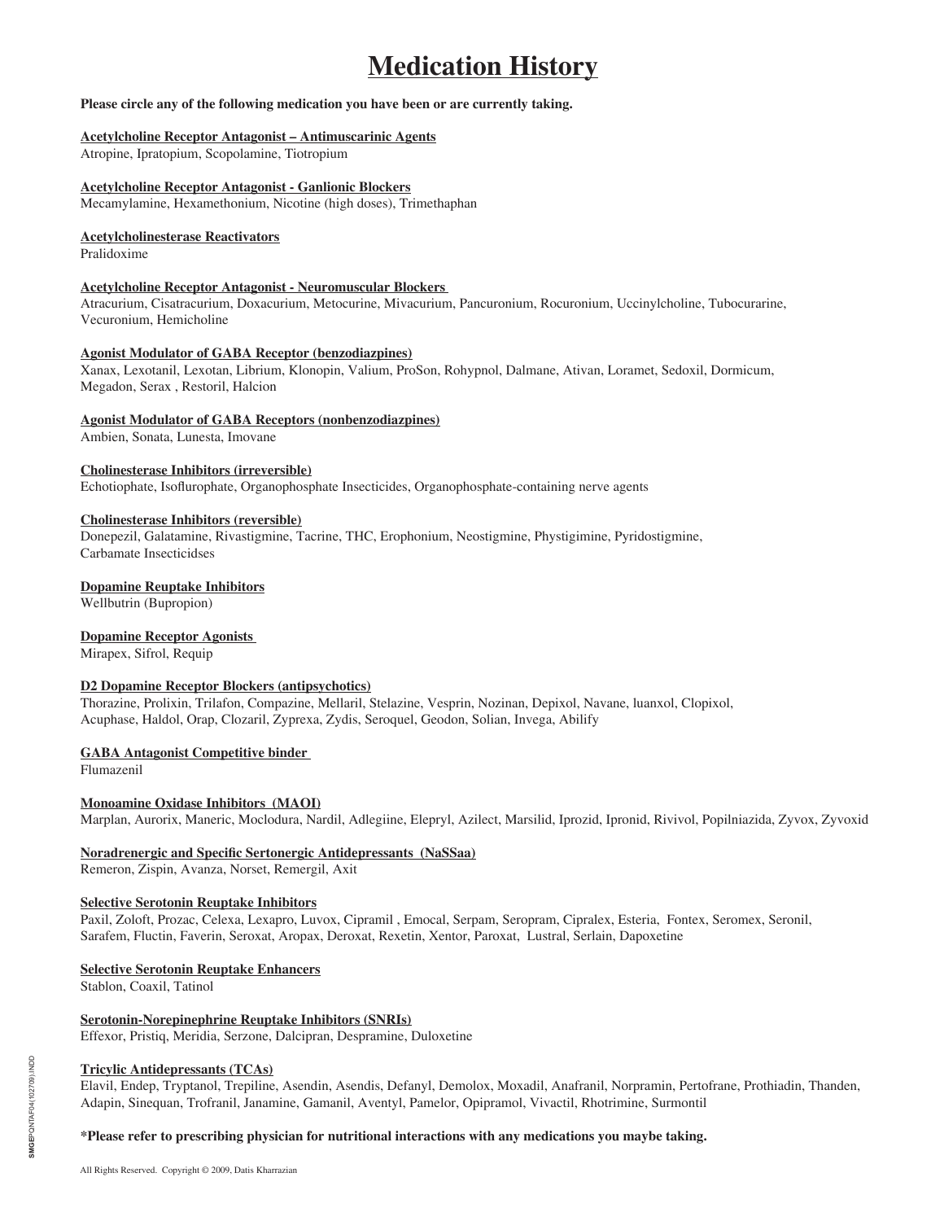# Medication History

**Please circle any of the following medication you have been or are currently taking.**

**Acetylcholine Receptor Antagonist – Antimuscarinic Agents**
Atropine, Ipratopium, Scopolamine, Tiotropium

**Acetylcholine Receptor Antagonist - Ganlionic Blockers**
Mecamylamine, Hexamethonium, Nicotine (high doses), Trimethaphan

**Acetylcholinesterase Reactivators**
Pralidoxime

**Acetylcholine Receptor Antagonist - Neuromuscular Blockers**
Atracurium, Cisatracurium, Doxacurium, Metocurine, Mivacurium, Pancuronium, Rocuronium, Uccinylcholine, Tubocurarine, Vecuronium, Hemicholine

**Agonist Modulator of GABA Receptor (benzodiazpines)**
Xanax, Lexotanil, Lexotan, Librium, Klonopin, Valium, ProSon, Rohypnol, Dalmane, Ativan, Loramet, Sedoxil, Dormicum, Megadon, Serax , Restoril, Halcion

**Agonist Modulator of GABA Receptors (nonbenzodiazpines)**
Ambien, Sonata, Lunesta, Imovane

**Cholinesterase Inhibitors (irreversible)**
Echotiophate, Isoflurophate, Organophosphate Insecticides, Organophosphate-containing nerve agents

**Cholinesterase Inhibitors (reversible)**
Donepezil, Galatamine, Rivastigmine, Tacrine, THC, Erophonium, Neostigmine, Phystigimine, Pyridostigmine, Carbamate Insecticidses

**Dopamine Reuptake Inhibitors**
Wellbutrin (Bupropion)

**Dopamine Receptor Agonists**
Mirapex, Sifrol, Requip

**D2 Dopamine Receptor Blockers (antipsychotics)**
Thorazine, Prolixin, Trilafon, Compazine, Mellaril, Stelazine, Vesprin, Nozinan, Depixol, Navane, luanxol, Clopixol, Acuphase, Haldol, Orap, Clozaril, Zyprexa, Zydis, Seroquel, Geodon, Solian, Invega, Abilify

**GABA Antagonist Competitive binder**
Flumazenil

**Monoamine Oxidase Inhibitors (MAOI)**
Marplan, Aurorix, Maneric, Moclodura, Nardil, Adlegiine, Elepryl, Azilect, Marsilid, Iprozid, Ipronid, Rivivol, Popilniazida, Zyvox, Zyvoxid

**Noradrenergic and Specific Sertonergic Antidepressants (NaSSaa)**
Remeron, Zispin, Avanza, Norset, Remergil, Axit

**Selective Serotonin Reuptake Inhibitors**
Paxil, Zoloft, Prozac, Celexa, Lexapro, Luvox, Cipramil , Emocal, Serpam, Seropram, Cipralex, Esteria, Fontex, Seromex, Seronil, Sarafem, Fluctin, Faverin, Seroxat, Aropax, Deroxat, Rexetin, Xentor, Paroxat, Lustral, Serlain, Dapoxetine

**Selective Serotonin Reuptake Enhancers**
Stablon, Coaxil, Tatinol

**Serotonin-Norepinephrine Reuptake Inhibitors (SNRIs)**
Effexor, Pristiq, Meridia, Serzone, Dalcipran, Despramine, Duloxetine

**Tricylic Antidepressants (TCAs)**
Elavil, Endep, Tryptanol, Trepiline, Asendin, Asendis, Defanyl, Demolox, Moxadil, Anafranil, Norpramin, Pertofrane, Prothiadin, Thanden, Adapin, Sinequan, Trofranil, Janamine, Gamanil, Aventyl, Pamelor, Opipramol, Vivactil, Rhotrimine, Surmontil

**\*Please refer to prescribing physician for nutritional interactions with any medications you maybe taking.**

All Rights Reserved. Copyright © 2009, Datis Kharrazian